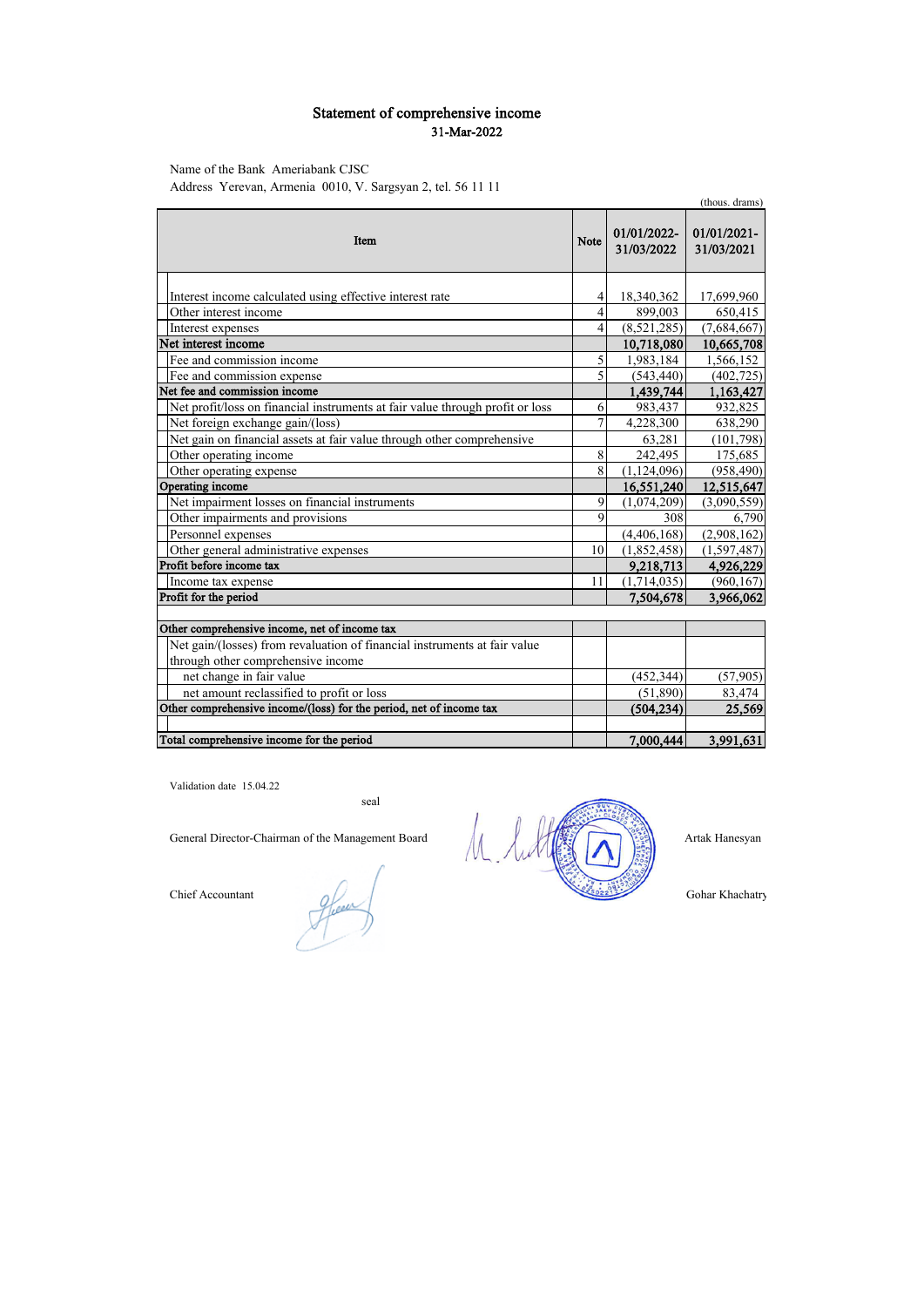# Statement of comprehensive income

**31-Mar-2022**

Name of the Bank Ameriabank CJSC

Address Yerevan, Armenia 0010, V. Sargsyan 2, tel. 56 11 11

(thous. drams)

| Item | Note | 01/01/2022-31/03/2022 | 01/01/2021-31/03/2021 |
|---|---|---|---|
| Interest income calculated using effective interest rate | 4 | 18,340,362 | 17,699,960 |
| Other interest income | 4 | 899,003 | 650,415 |
| Interest expenses | 4 | (8,521,285) | (7,684,667) |
| **Net interest income** | | **10,718,080** | **10,665,708** |
| Fee and commission income | 5 | 1,983,184 | 1,566,152 |
| Fee and commission expense | 5 | (543,440) | (402,725) |
| **Net fee and commission income** | | **1,439,744** | **1,163,427** |
| Net profit/loss on financial instruments at fair value through profit or loss | 6 | 983,437 | 932,825 |
| Net foreign exchange gain/(loss) | 7 | 4,228,300 | 638,290 |
| Net gain on financial assets at fair value through other comprehensive | | 63,281 | (101,798) |
| Other operating income | 8 | 242,495 | 175,685 |
| Other operating expense | 8 | (1,124,096) | (958,490) |
| **Operating income** | | **16,551,240** | **12,515,647** |
| Net impairment losses on financial instruments | 9 | (1,074,209) | (3,090,559) |
| Other impairments and provisions | 9 | 308 | 6,790 |
| Personnel expenses | | (4,406,168) | (2,908,162) |
| Other general administrative expenses | 10 | (1,852,458) | (1,597,487) |
| **Profit before income tax** | | **9,218,713** | **4,926,229** |
| Income tax expense | 11 | (1,714,035) | (960,167) |
| **Profit for the period** | | **7,504,678** | **3,966,062** |
| | | | |
| **Other comprehensive income, net of income tax** | | | |
| Net gain/(losses) from revaluation of financial instruments at fair value through other comprehensive income | | | |
| net change in fair value | | (452,344) | (57,905) |
| net amount reclassified to profit or loss | | (51,890) | 83,474 |
| **Other comprehensive income/(loss) for the period, net of income tax** | | **(504,234)** | **25,569** |
| | | | |
| **Total comprehensive income for the period** | | **7,000,444** | **3,991,631** |

Validation date 15.04.22

seal

General Director-Chairman of the Management Board — Artak Hanesyan

Chief Accountant — Gohar Khachatry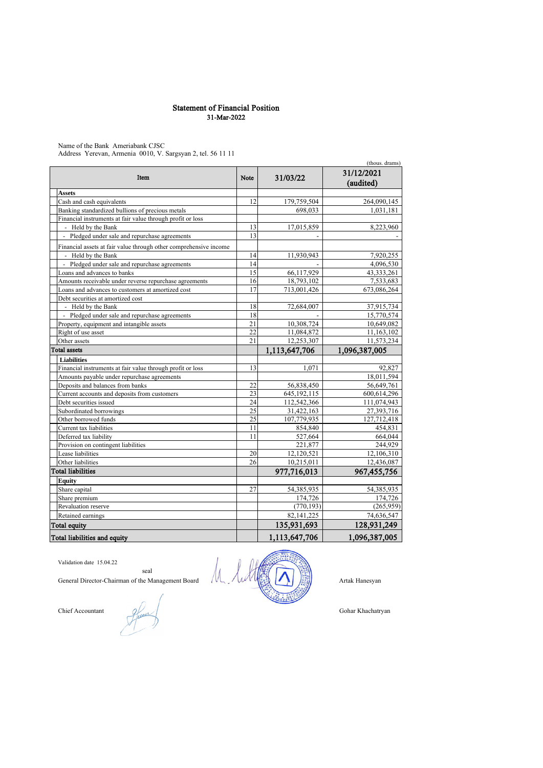# Statement of Financial Position

**31-Mar-2022**

Name of the Bank Ameriabank CJSC
Address Yerevan, Armenia 0010, V. Sargsyan 2, tel. 56 11 11

(thous. drams)

| Item | Note | 31/03/22 | 31/12/2021 (audited) |
|---|---|---|---|
| **Assets** | | | |
| Cash and cash equivalents | 12 | 179,759,504 | 264,090,145 |
| Banking standardized bullions of precious metals | | 698,033 | 1,031,181 |
| Financial instruments at fair value through profit or loss | | | |
| - Held by the Bank | 13 | 17,015,859 | 8,223,960 |
| - Pledged under sale and repurchase agreements | 13 | - | - |
| Financial assets at fair value through other comprehensive income | | | |
| - Held by the Bank | 14 | 11,930,943 | 7,920,255 |
| - Pledged under sale and repurchase agreements | 14 | - | 4,096,530 |
| Loans and advances to banks | 15 | 66,117,929 | 43,333,261 |
| Amounts receivable under reverse repurchase agreements | 16 | 18,793,102 | 7,533,683 |
| Loans and advances to customers at amortized cost | 17 | 713,001,426 | 673,086,264 |
| Debt securities at amortized cost | | | |
| - Held by the Bank | 18 | 72,684,007 | 37,915,734 |
| - Pledged under sale and repurchase agreements | 18 | - | 15,770,574 |
| Property, equipment and intangible assets | 21 | 10,308,724 | 10,649,082 |
| Right of use asset | 22 | 11,084,872 | 11,163,102 |
| Other assets | 21 | 12,253,307 | 11,573,234 |
| **Total assets** | | **1,113,647,706** | **1,096,387,005** |
| **Liabilities** | | | |
| Financial instruments at fair value through profit or loss | 13 | 1,071 | 92,827 |
| Amounts payable under repurchase agreements | | | 18,011,594 |
| Deposits and balances from banks | 22 | 56,838,450 | 56,649,761 |
| Current accounts and deposits from customers | 23 | 645,192,115 | 600,614,296 |
| Debt securities issued | 24 | 112,542,366 | 111,074,943 |
| Subordinated borrowings | 25 | 31,422,163 | 27,393,716 |
| Other borrowed funds | 25 | 107,779,935 | 127,712,418 |
| Current tax liabilities | 11 | 854,840 | 454,831 |
| Deferred tax liability | 11 | 527,664 | 664,044 |
| Provision on contingent liabilities | | 221,877 | 244,929 |
| Lease liabilities | 20 | 12,120,521 | 12,106,310 |
| Other liabilities | 26 | 10,215,011 | 12,436,087 |
| **Total liabilities** | | **977,716,013** | **967,455,756** |
| **Equity** | | | |
| Share capital | 27 | 54,385,935 | 54,385,935 |
| Share premium | | 174,726 | 174,726 |
| Revaluation reserve | | (770,193) | (265,959) |
| Retained earnings | | 82,141,225 | 74,636,547 |
| **Total equity** | | **135,931,693** | **128,931,249** |
| **Total liabilities and equity** | | **1,113,647,706** | **1,096,387,005** |

Validation date 15.04.22

seal

General Director-Chairman of the Management Board — Artak Hanesyan

Chief Accountant — Gohar Khachatryan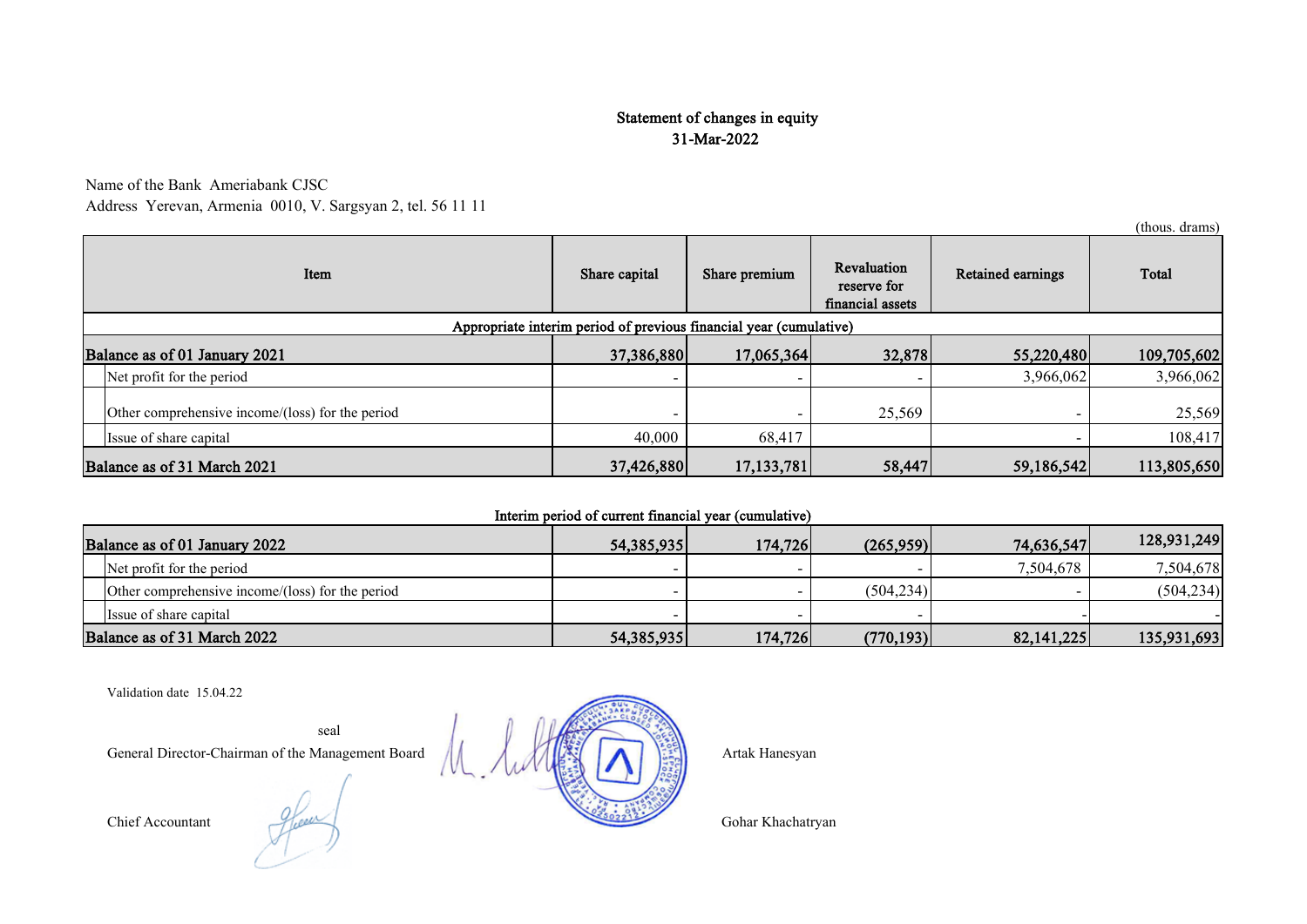# Statement of changes in equity
## 31-Mar-2022

Name of the Bank Ameriabank CJSC
Address Yerevan, Armenia 0010, V. Sargsyan 2, tel. 56 11 11

(thous. drams)

| Item | Share capital | Share premium | Revaluation reserve for financial assets | Retained earnings | Total |
|---|---|---|---|---|---|
| **Appropriate interim period of previous financial year (cumulative)** | | | | | |
| **Balance as of 01 January 2021** | **37,386,880** | **17,065,364** | **32,878** | **55,220,480** | **109,705,602** |
| Net profit for the period | - | - | - | 3,966,062 | 3,966,062 |
| Other comprehensive income/(loss) for the period | - | - | 25,569 | - | 25,569 |
| Issue of share capital | 40,000 | 68,417 | | - | 108,417 |
| **Balance as of 31 March 2021** | **37,426,880** | **17,133,781** | **58,447** | **59,186,542** | **113,805,650** |

**Interim period of current financial year (cumulative)**

| Item | Share capital | Share premium | Revaluation reserve for financial assets | Retained earnings | Total |
|---|---|---|---|---|---|
| **Balance as of 01 January 2022** | **54,385,935** | **174,726** | **(265,959)** | **74,636,547** | **128,931,249** |
| Net profit for the period | - | - | - | 7,504,678 | 7,504,678 |
| Other comprehensive income/(loss) for the period | - | - | (504,234) | - | (504,234) |
| Issue of share capital | - | - | - | - | - |
| **Balance as of 31 March 2022** | **54,385,935** | **174,726** | **(770,193)** | **82,141,225** | **135,931,693** |

Validation date 15.04.22

seal

General Director-Chairman of the Management Board Artak Hanesyan

Chief Accountant Gohar Khachatryan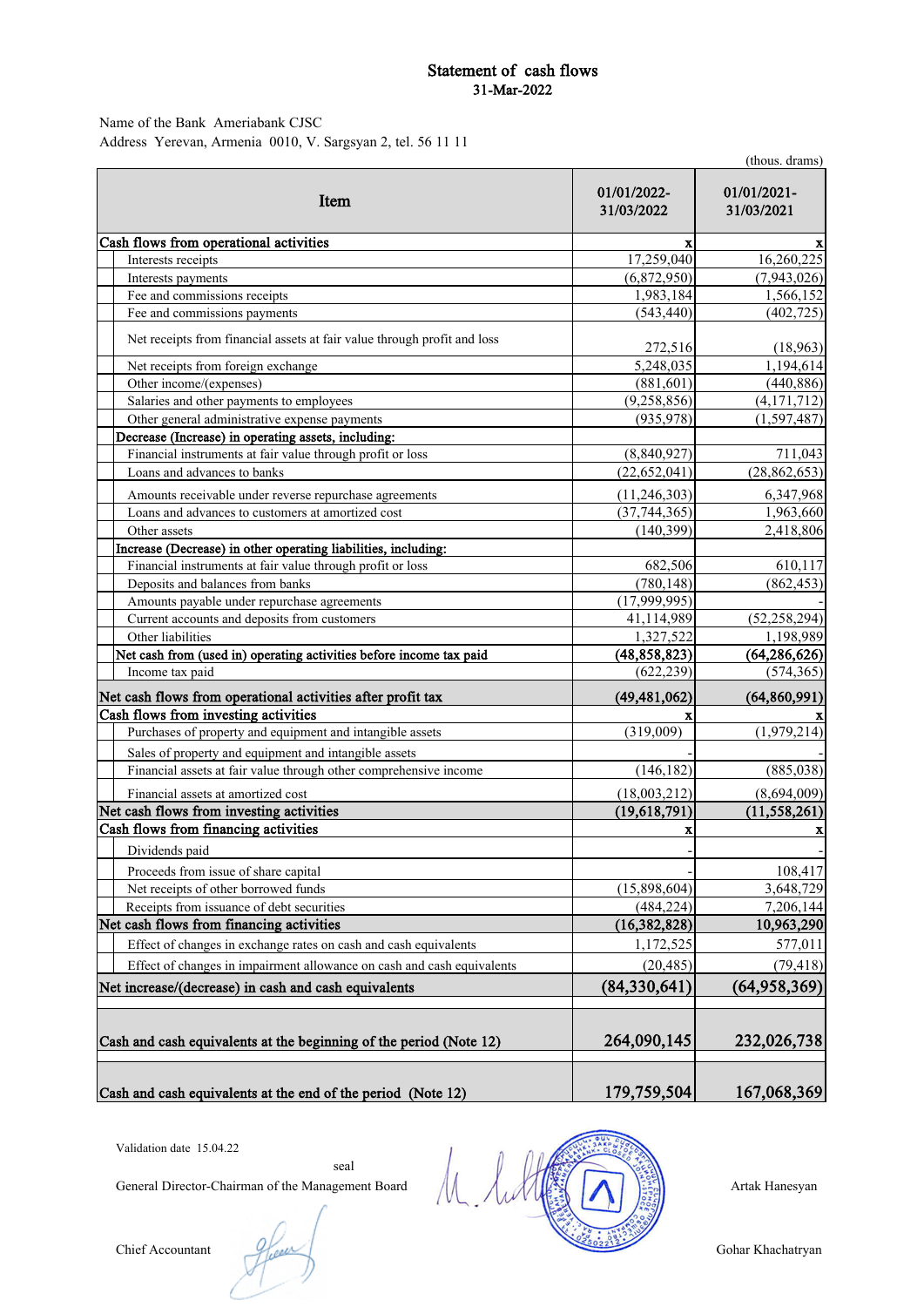# Statement of cash flows

**31-Mar-2022**

Name of the Bank Ameriabank CJSC

Address Yerevan, Armenia 0010, V. Sargsyan 2, tel. 56 11 11

(thous. drams)

| Item | 01/01/2022-31/03/2022 | 01/01/2021-31/03/2021 |
|---|---|---|
| **Cash flows from operational activities** | x | x |
| Interests receipts | 17,259,040 | 16,260,225 |
| Interests payments | (6,872,950) | (7,943,026) |
| Fee and commissions receipts | 1,983,184 | 1,566,152 |
| Fee and commissions payments | (543,440) | (402,725) |
| Net receipts from financial assets at fair value through profit and loss | 272,516 | (18,963) |
| Net receipts from foreign exchange | 5,248,035 | 1,194,614 |
| Other income/(expenses) | (881,601) | (440,886) |
| Salaries and other payments to employees | (9,258,856) | (4,171,712) |
| Other general administrative expense payments | (935,978) | (1,597,487) |
| **Decrease (Increase) in operating assets, including:** | | |
| Financial instruments at fair value through profit or loss | (8,840,927) | 711,043 |
| Loans and advances to banks | (22,652,041) | (28,862,653) |
| Amounts receivable under reverse repurchase agreements | (11,246,303) | 6,347,968 |
| Loans and advances to customers at amortized cost | (37,744,365) | 1,963,660 |
| Other assets | (140,399) | 2,418,806 |
| **Increase (Decrease) in other operating liabilities, including:** | | |
| Financial instruments at fair value through profit or loss | 682,506 | 610,117 |
| Deposits and balances from banks | (780,148) | (862,453) |
| Amounts payable under repurchase agreements | (17,999,995) | - |
| Current accounts and deposits from customers | 41,114,989 | (52,258,294) |
| Other liabilities | 1,327,522 | 1,198,989 |
| **Net cash from (used in) operating activities before income tax paid** | **(48,858,823)** | **(64,286,626)** |
| Income tax paid | (622,239) | (574,365) |
| **Net cash flows from operational activities after profit tax** | **(49,481,062)** | **(64,860,991)** |
| **Cash flows from investing activities** | x | x |
| Purchases of property and equipment and intangible assets | (319,009) | (1,979,214) |
| Sales of property and equipment and intangible assets | - | - |
| Financial assets at fair value through other comprehensive income | (146,182) | (885,038) |
| Financial assets at amortized cost | (18,003,212) | (8,694,009) |
| **Net cash flows from investing activities** | **(19,618,791)** | **(11,558,261)** |
| **Cash flows from financing activities** | x | x |
| Dividends paid | - | - |
| Proceeds from issue of share capital | - | 108,417 |
| Net receipts of other borrowed funds | (15,898,604) | 3,648,729 |
| Receipts from issuance of debt securities | (484,224) | 7,206,144 |
| **Net cash flows from financing activities** | **(16,382,828)** | **10,963,290** |
| Effect of changes in exchange rates on cash and cash equivalents | 1,172,525 | 577,011 |
| Effect of changes in impairment allowance on cash and cash equivalents | (20,485) | (79,418) |
| **Net increase/(decrease) in cash and cash equivalents** | **(84,330,641)** | **(64,958,369)** |
| **Cash and cash equivalents at the beginning of the period (Note 12)** | **264,090,145** | **232,026,738** |
| **Cash and cash equivalents at the end of the period (Note 12)** | **179,759,504** | **167,068,369** |

Validation date 15.04.22

seal

General Director-Chairman of the Management Board — Artak Hanesyan

Chief Accountant — Gohar Khachatryan